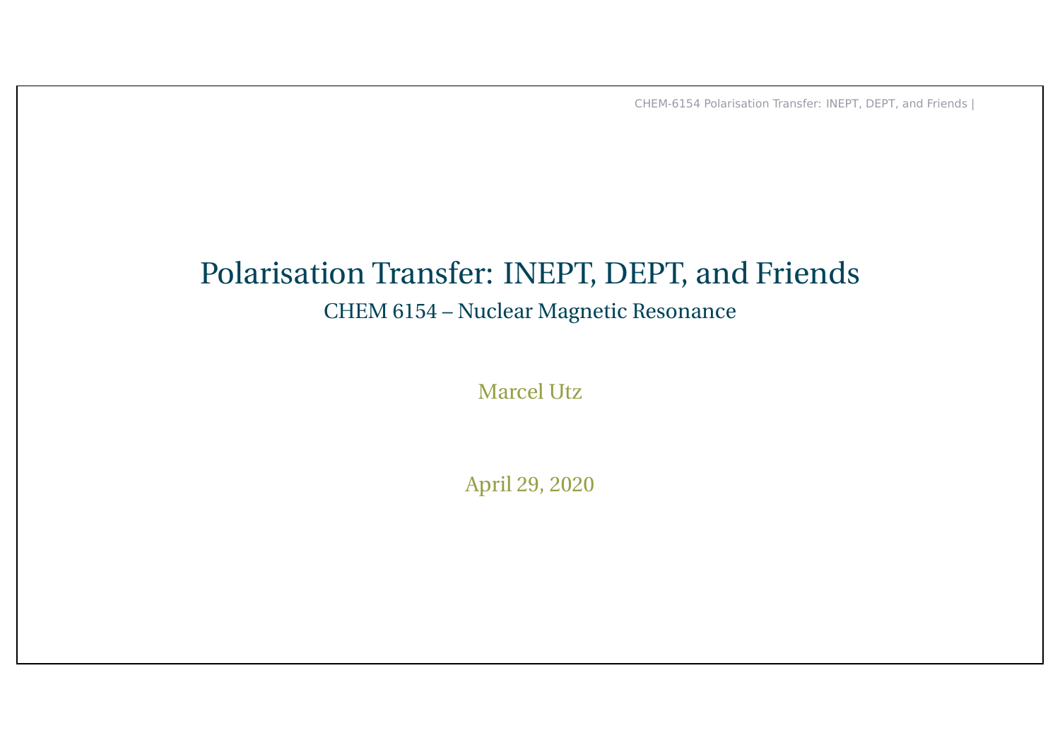# Polarisation Transfer: INEPT, DEPT, and Friends

CHEM 6154 – Nuclear Magnetic Resonance

Marcel Utz

April 29, 2020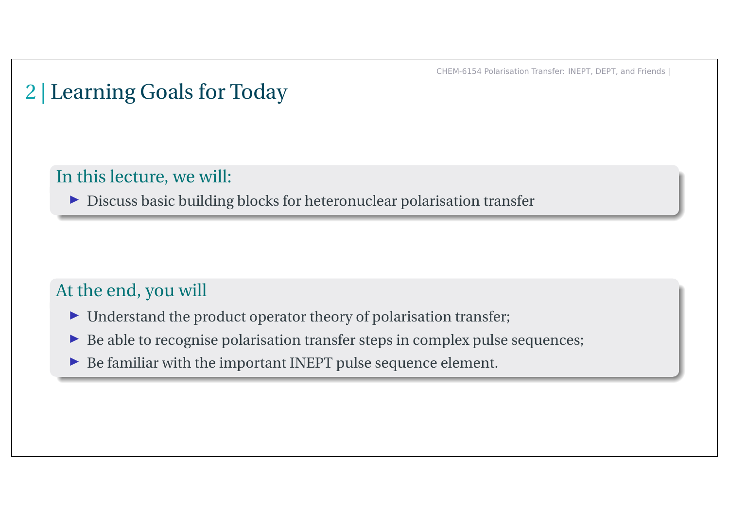# 2 | Learning Goals for Today

### In this lecture, we will:

- Discuss basic building blocks for heteronuclear polarisation transfer

### At the end, you will

- Understand the product operator theory of polarisation transfer;
- Be able to recognise polarisation transfer steps in complex pulse sequences;
- Be familiar with the important INEPT pulse sequence element.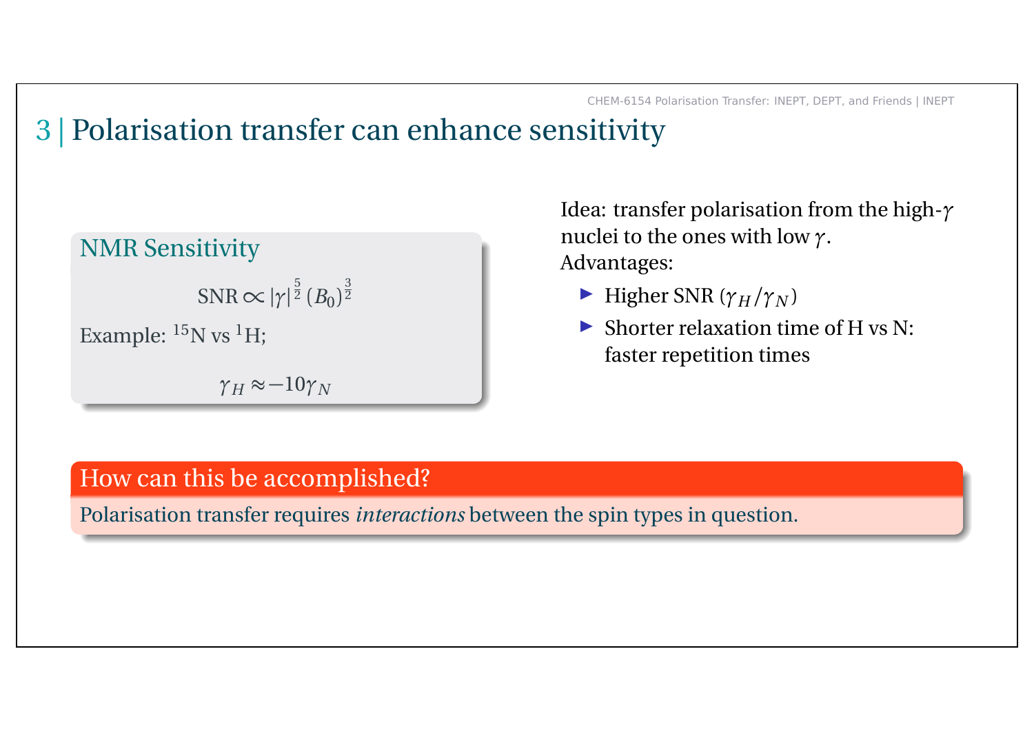# 3 | Polarisation transfer can enhance sensitivity

### NMR Sensitivity

$$\text{SNR} \propto |\gamma|^{\frac{5}{2}} (B_0)^{\frac{3}{2}}$$

Example: $^{15}$N vs $^{1}$H;

$$\gamma_H \approx -10\gamma_N$$

Idea: transfer polarisation from the high-$\gamma$ nuclei to the ones with low $\gamma$.
Advantages:

- Higher SNR ($\gamma_H/\gamma_N$)
- Shorter relaxation time of H vs N: faster repetition times

### How can this be accomplished?

Polarisation transfer requires *interactions* between the spin types in question.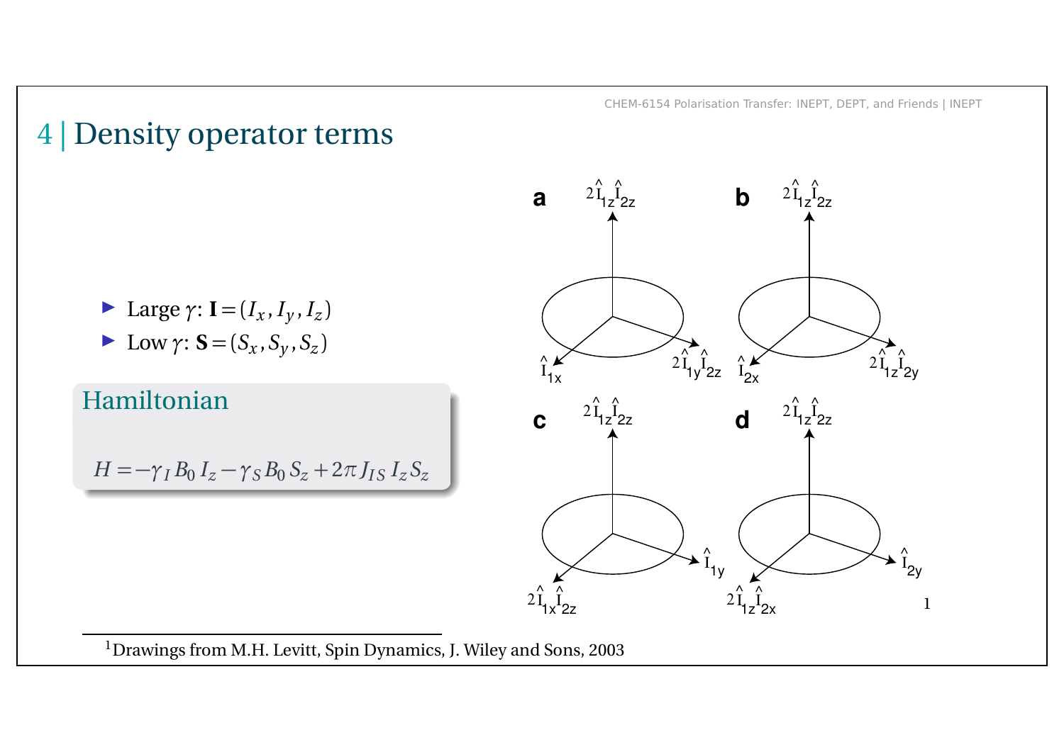# 4 | Density operator terms

- Large $\gamma$: $\mathbf{I} = (I_x, I_y, I_z)$
- Low $\gamma$: $\mathbf{S} = (S_x, S_y, S_z)$

**Hamiltonian**

$$H = -\gamma_I B_0 I_z - \gamma_S B_0 S_z + 2\pi J_{IS} I_z S_z$$

[1]

[1] Drawings from M.H. Levitt, Spin Dynamics, J. Wiley and Sons, 2003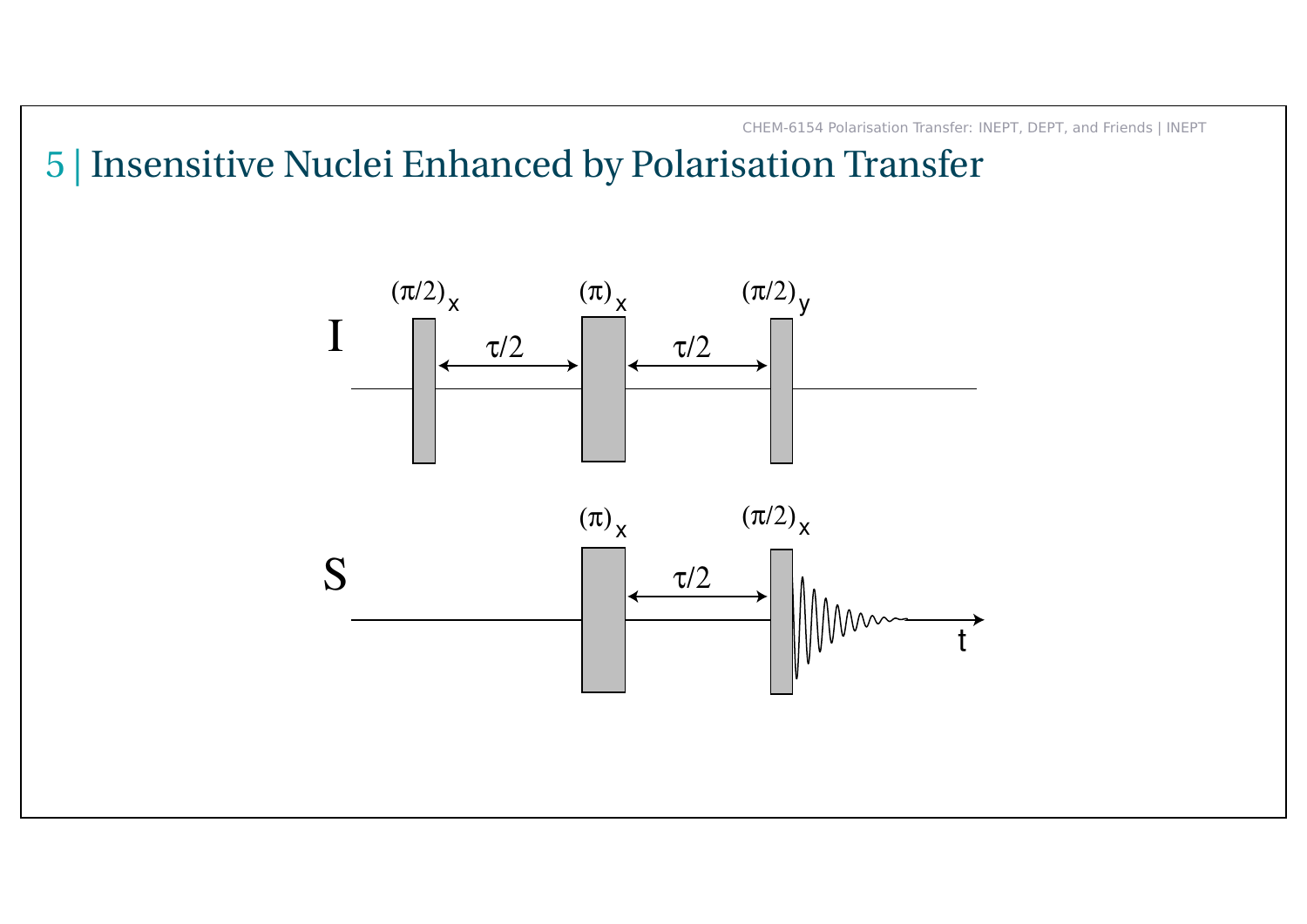# 5 | Insensitive Nuclei Enhanced by Polarisation Transfer

I: $(\pi/2)_x$ — $\tau/2$ — $(\pi)_x$ — $\tau/2$ — $(\pi/2)_y$

S: $(\pi)_x$ — $\tau/2$ — $(\pi/2)_x$ — acquire (t)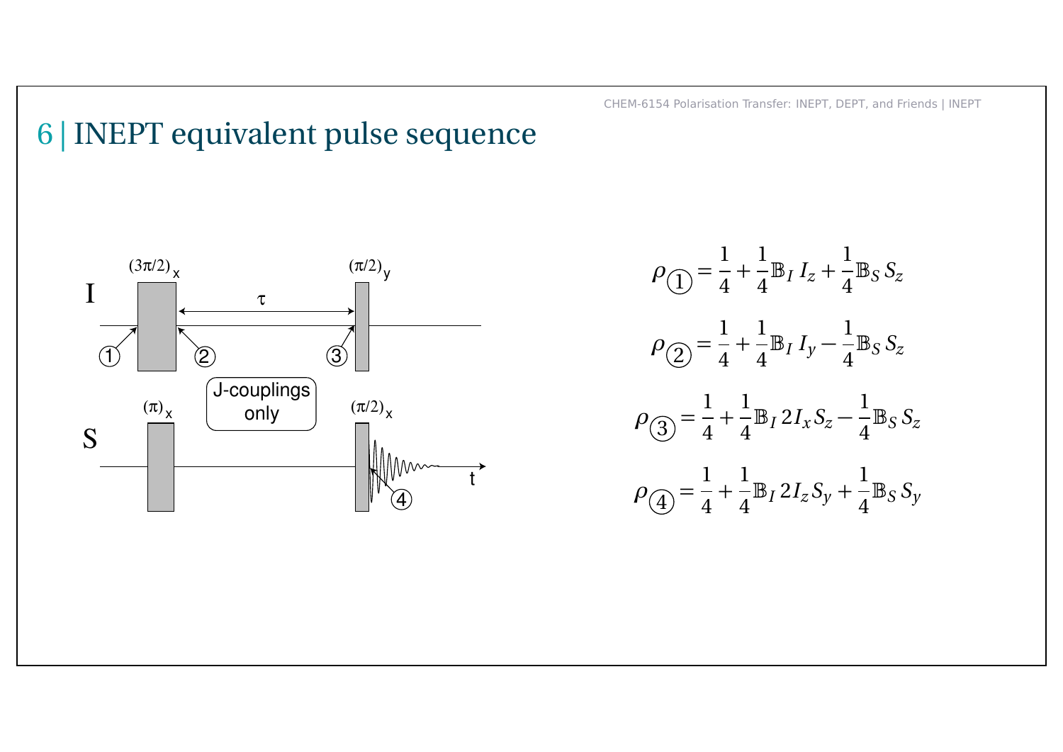# 6 | INEPT equivalent pulse sequence

$$\rho_{①} = \frac{1}{4} + \frac{1}{4}\mathbb{B}_I\, I_z + \frac{1}{4}\mathbb{B}_S\, S_z$$

$$\rho_{②} = \frac{1}{4} + \frac{1}{4}\mathbb{B}_I\, I_y - \frac{1}{4}\mathbb{B}_S\, S_z$$

$$\rho_{③} = \frac{1}{4} + \frac{1}{4}\mathbb{B}_I\, 2I_x S_z - \frac{1}{4}\mathbb{B}_S\, S_z$$

$$\rho_{④} = \frac{1}{4} + \frac{1}{4}\mathbb{B}_I\, 2I_z S_y + \frac{1}{4}\mathbb{B}_S\, S_y$$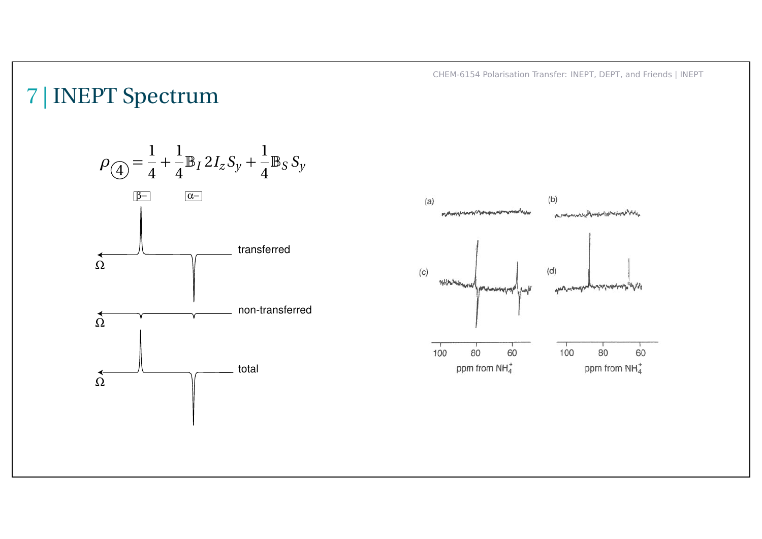# 7 | INEPT Spectrum

$$\rho_{④} = \frac{1}{4} + \frac{1}{4}\mathbb{B}_I\, 2I_z S_y + \frac{1}{4}\mathbb{B}_S\, S_y$$

β– α–

transferred

Ω

non-transferred

Ω

total

Ω

(a) (b)

(c) (d)

100 80 60

ppm from $NH_4^+$

100 80 60

ppm from $NH_4^+$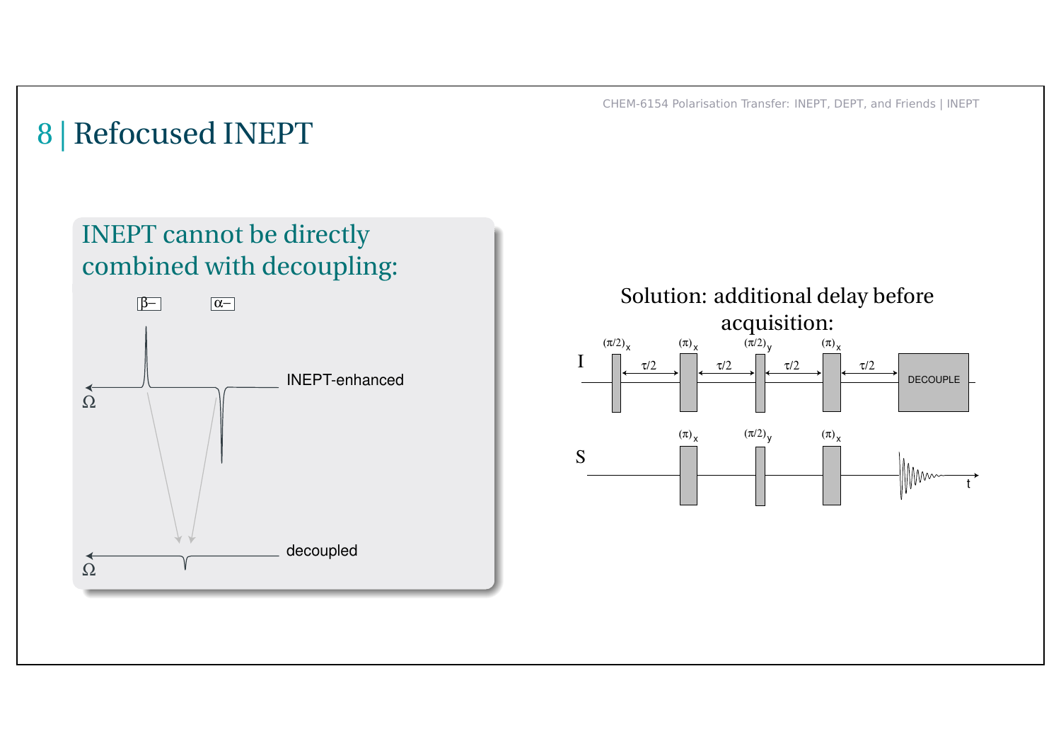# 8 | Refocused INEPT

INEPT cannot be directly combined with decoupling:

Solution: additional delay before acquisition: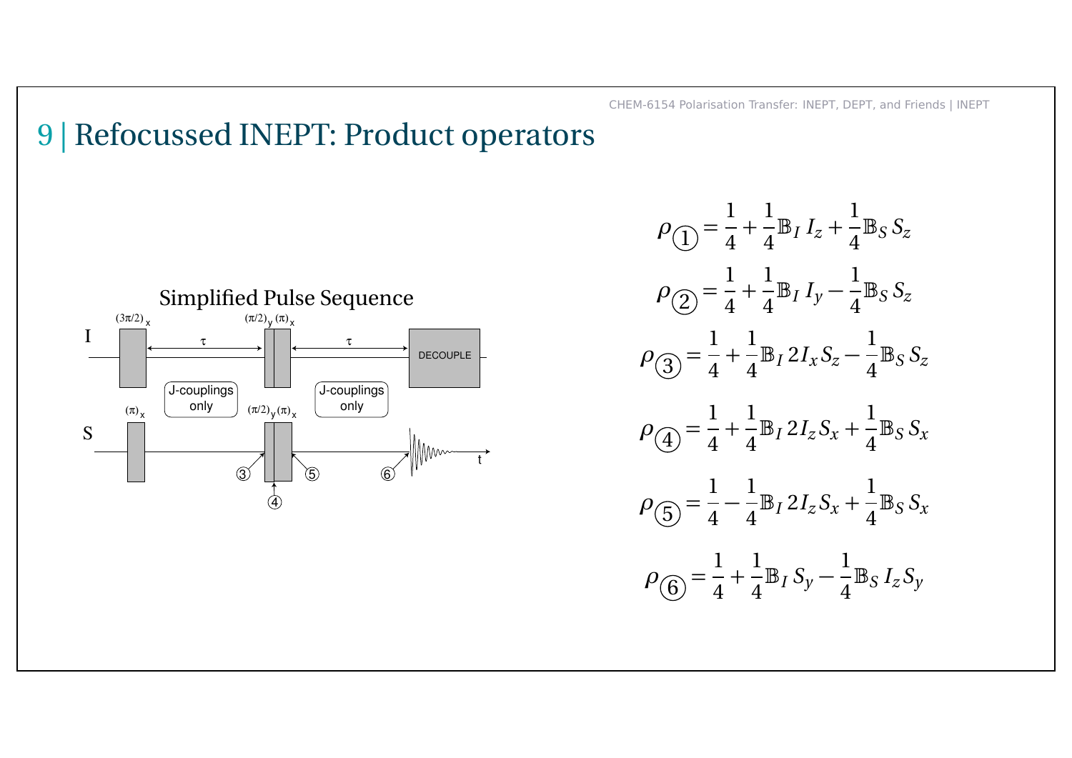# 9 | Refocussed INEPT: Product operators

Simplified Pulse Sequence

I: $(3\pi/2)_x$ — $\tau$ — $(\pi/2)_y\,(\pi)_x$ — $\tau$ — DECOUPLE

J-couplings only | J-couplings only

S: $(\pi)_x$ — $(\pi/2)_y\,(\pi)_x$ — t

③ ④ ⑤ ⑥

$$\rho_{①} = \frac{1}{4} + \frac{1}{4}\mathbb{B}_I\, I_z + \frac{1}{4}\mathbb{B}_S\, S_z$$

$$\rho_{②} = \frac{1}{4} + \frac{1}{4}\mathbb{B}_I\, I_y - \frac{1}{4}\mathbb{B}_S\, S_z$$

$$\rho_{③} = \frac{1}{4} + \frac{1}{4}\mathbb{B}_I\, 2I_x S_z - \frac{1}{4}\mathbb{B}_S\, S_z$$

$$\rho_{④} = \frac{1}{4} + \frac{1}{4}\mathbb{B}_I\, 2I_z S_x + \frac{1}{4}\mathbb{B}_S\, S_x$$

$$\rho_{⑤} = \frac{1}{4} - \frac{1}{4}\mathbb{B}_I\, 2I_z S_x + \frac{1}{4}\mathbb{B}_S\, S_x$$

$$\rho_{⑥} = \frac{1}{4} + \frac{1}{4}\mathbb{B}_I\, S_y - \frac{1}{4}\mathbb{B}_S\, I_z S_y$$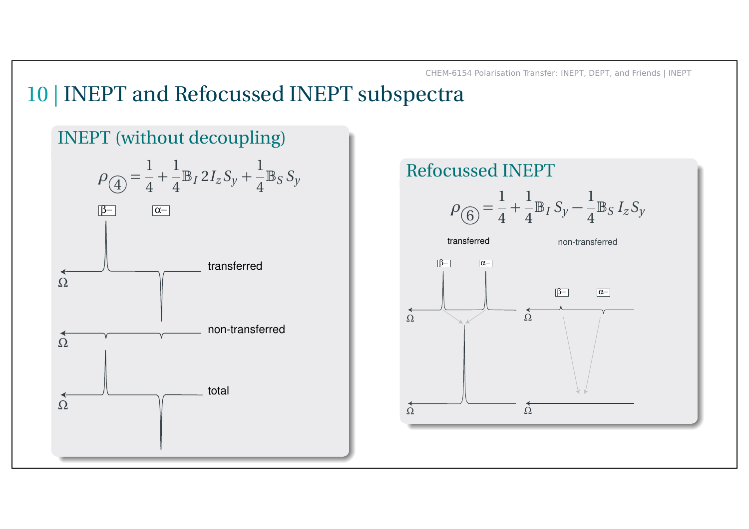# 10 | INEPT and Refocussed INEPT subspectra

## INEPT (without decoupling)

$$\rho_{④} = \frac{1}{4} + \frac{1}{4}\mathbb{B}_I\, 2I_z S_y + \frac{1}{4}\mathbb{B}_S\, S_y$$

β− α−

transferred

Ω

non-transferred

Ω

total

Ω

## Refocussed INEPT

$$\rho_{⑥} = \frac{1}{4} + \frac{1}{4}\mathbb{B}_I\, S_y - \frac{1}{4}\mathbb{B}_S\, I_z S_y$$

transferred

non-transferred

β− α−

β− α−

Ω

Ω

Ω

Ω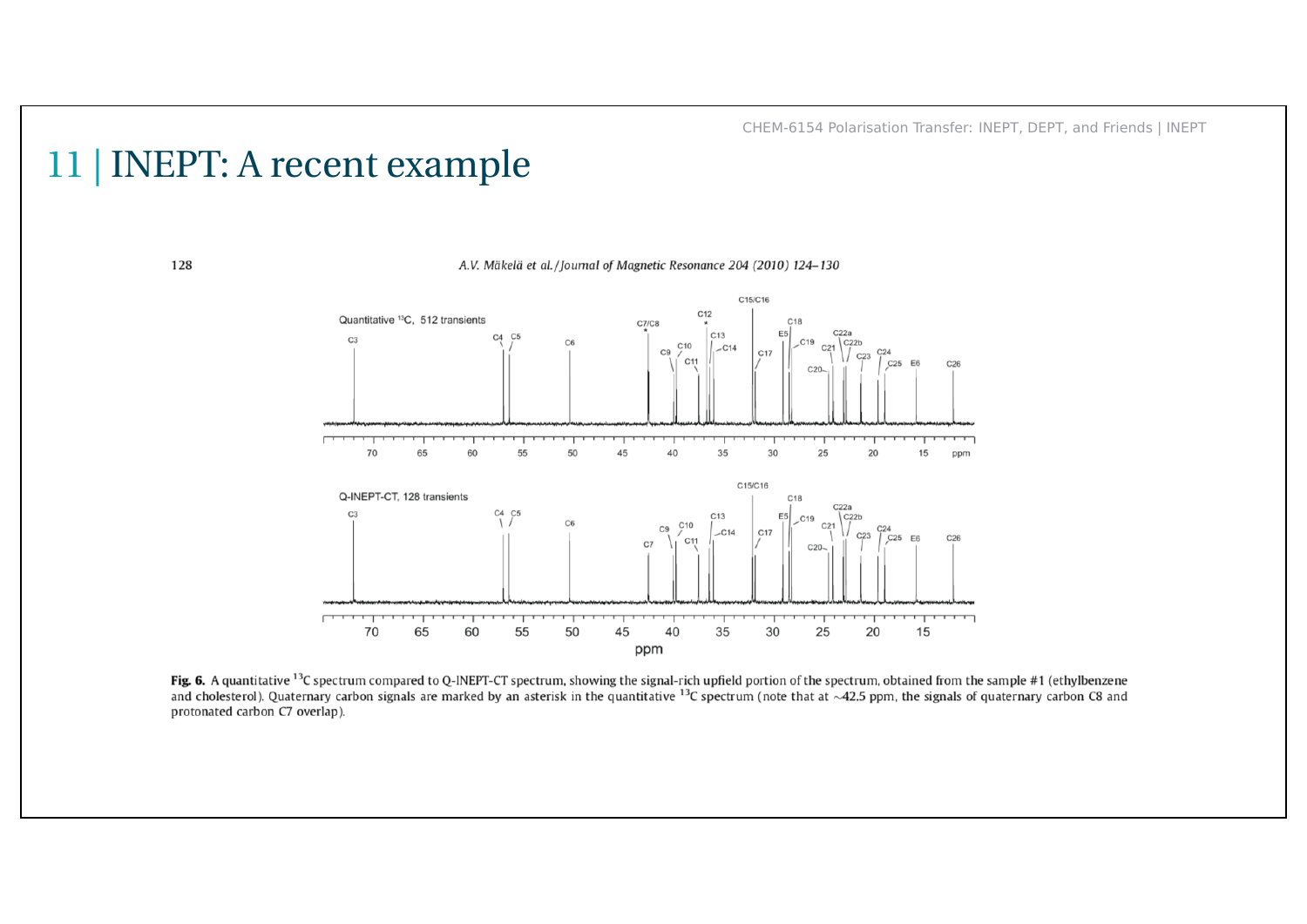# 11 | INEPT: A recent example

**Fig. 6.** A quantitative $^{13}$C spectrum compared to Q-INEPT-CT spectrum, showing the signal-rich upfield portion of the spectrum, obtained from the sample #1 (ethylbenzene and cholesterol). Quaternary carbon signals are marked by an asterisk in the quantitative $^{13}$C spectrum (note that at ~42.5 ppm, the signals of quaternary carbon C8 and protonated carbon C7 overlap).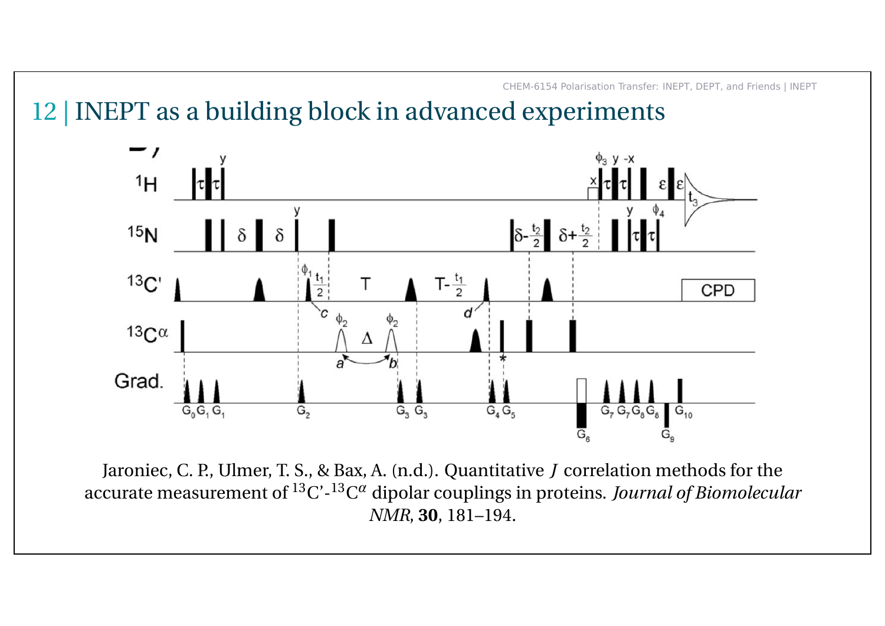# 12 | INEPT as a building block in advanced experiments

Jaroniec, C. P., Ulmer, T. S., & Bax, A. (n.d.). Quantitative *J* correlation methods for the accurate measurement of $^{13}$C'-$^{13}$C$^{\alpha}$ dipolar couplings in proteins. *Journal of Biomolecular NMR*, **30**, 181–194.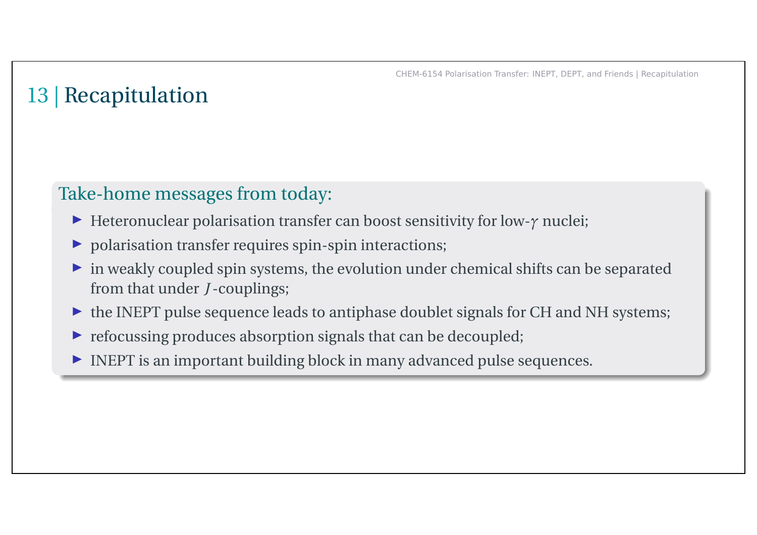# 13 | Recapitulation

**Take-home messages from today:**

- Heteronuclear polarisation transfer can boost sensitivity for low-$\gamma$ nuclei;
- polarisation transfer requires spin-spin interactions;
- in weakly coupled spin systems, the evolution under chemical shifts can be separated from that under $J$-couplings;
- the INEPT pulse sequence leads to antiphase doublet signals for CH and NH systems;
- refocussing produces absorption signals that can be decoupled;
- INEPT is an important building block in many advanced pulse sequences.